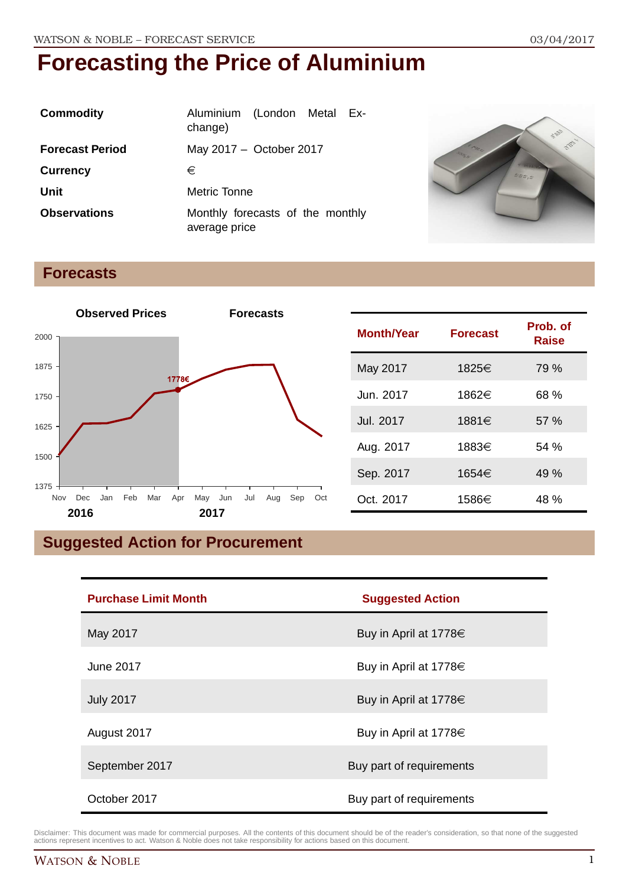# Forecasting the Price of Aluminium

| | |
|---|---|
| **Commodity** | Aluminium (London Metal Exchange) |
| **Forecast Period** | May 2017 – October 2017 |
| **Currency** | € |
| **Unit** | Metric Tonne |
| **Observations** | Monthly forecasts of the monthly average price |

## Forecasts

| Month/Year | Forecast | Prob. of Raise |
|---|---|---|
| May 2017 | 1825€ | 79 % |
| Jun. 2017 | 1862€ | 68 % |
| Jul. 2017 | 1881€ | 57 % |
| Aug. 2017 | 1883€ | 54 % |
| Sep. 2017 | 1654€ | 49 % |
| Oct. 2017 | 1586€ | 48 % |

## Suggested Action for Procurement

| Purchase Limit Month | Suggested Action |
|---|---|
| May 2017 | Buy in April at 1778€ |
| June 2017 | Buy in April at 1778€ |
| July 2017 | Buy in April at 1778€ |
| August 2017 | Buy in April at 1778€ |
| September 2017 | Buy part of requirements |
| October 2017 | Buy part of requirements |

Disclaimer: This document was made for commercial purposes. All the contents of this document should be of the reader's consideration, so that none of the suggested actions represent incentives to act. Watson & Noble does not take responsibility for actions based on this document.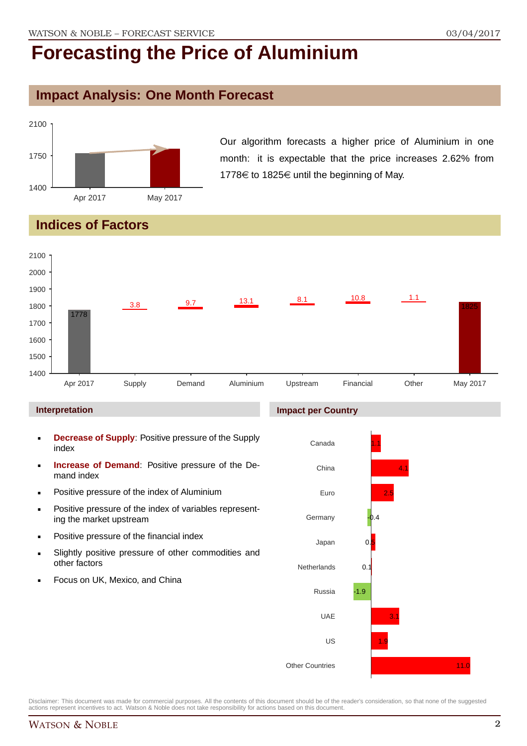# Forecasting the Price of Aluminium

## Impact Analysis: One Month Forecast

Our algorithm forecasts a higher price of Aluminium in one month: it is expectable that the price increases 2.62% from 1778€ to 1825€ until the beginning of May.

## Indices of Factors

| | Apr 2017 | Supply | Demand | Aluminium | Upstream | Financial | Other | May 2017 |
|---|---|---|---|---|---|---|---|---|
| Value | 1778 | 3.8 | 9.7 | 13.1 | 8.1 | 10.8 | 1.1 | 1825 |

### Interpretation

- **Decrease of Supply**: Positive pressure of the Supply index
- **Increase of Demand**: Positive pressure of the Demand index
- Positive pressure of the index of Aluminium
- Positive pressure of the index of variables representing the market upstream
- Positive pressure of the financial index
- Slightly positive pressure of other commodities and other factors
- Focus on UK, Mexico, and China

### Impact per Country

| Country | Impact |
|---|---|
| Canada | 1.1 |
| China | 4.1 |
| Euro | 2.5 |
| Germany | -0.4 |
| Japan | 0.5 |
| Netherlands | 0.1 |
| Russia | -1.9 |
| UAE | 3.1 |
| US | 1.9 |
| Other Countries | 11.0 |

Disclaimer: This document was made for commercial purposes. All the contents of this document should be of the reader's consideration, so that none of the suggested actions represent incentives to act. Watson & Noble does not take responsibility for actions based on this document.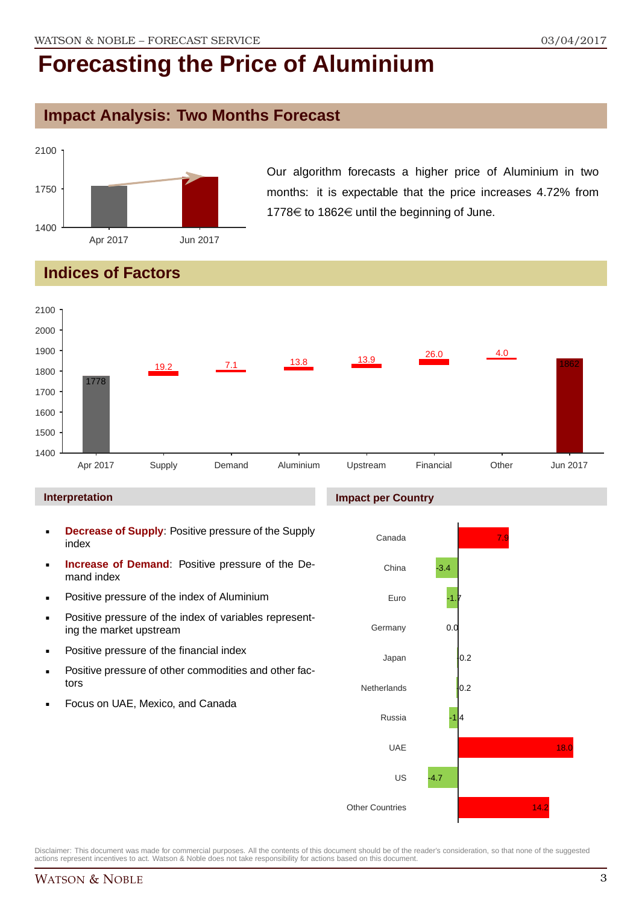# Forecasting the Price of Aluminium

## Impact Analysis: Two Months Forecast

Our algorithm forecasts a higher price of Aluminium in two months: it is expectable that the price increases 4.72% from 1778€ to 1862€ until the beginning of June.

## Indices of Factors

| Apr 2017 | Supply | Demand | Aluminium | Upstream | Financial | Other | Jun 2017 |
|---|---|---|---|---|---|---|---|
| 1778 | 19.2 | 7.1 | 13.8 | 13.9 | 26.0 | 4.0 | 1862 |

### Interpretation

- **Decrease of Supply**: Positive pressure of the Supply index
- **Increase of Demand**: Positive pressure of the Demand index
- Positive pressure of the index of Aluminium
- Positive pressure of the index of variables representing the market upstream
- Positive pressure of the financial index
- Positive pressure of other commodities and other factors
- Focus on UAE, Mexico, and Canada

### Impact per Country

| Country | Impact |
|---|---|
| Canada | 7.9 |
| China | -3.4 |
| Euro | -1.7 |
| Germany | 0.0 |
| Japan | 0.2 |
| Netherlands | 0.2 |
| Russia | -1.4 |
| UAE | 18.0 |
| US | -4.7 |
| Other Countries | 14.2 |

Disclaimer: This document was made for commercial purposes. All the contents of this document should be of the reader's consideration, so that none of the suggested actions represent incentives to act. Watson & Noble does not take responsibility for actions based on this document.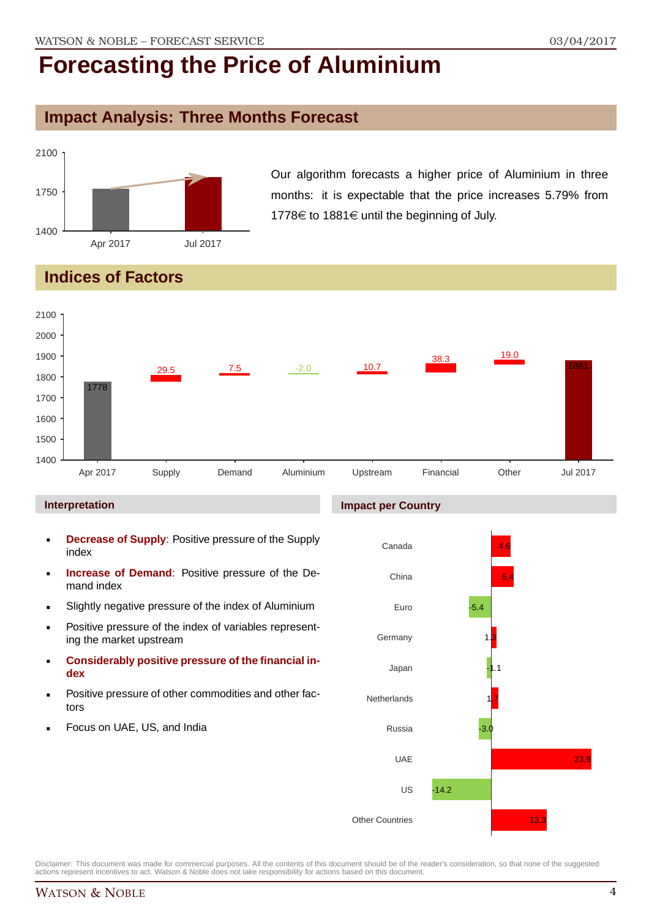# Forecasting the Price of Aluminium

## Impact Analysis: Three Months Forecast

Our algorithm forecasts a higher price of Aluminium in three months: it is expectable that the price increases 5.79% from 1778€ to 1881€ until the beginning of July.

## Indices of Factors

### Interpretation

- **Decrease of Supply**: Positive pressure of the Supply index
- **Increase of Demand**: Positive pressure of the Demand index
- Slightly negative pressure of the index of Aluminium
- Positive pressure of the index of variables representing the market upstream
- **Considerably positive pressure of the financial index**
- Positive pressure of other commodities and other factors
- Focus on UAE, US, and India

### Impact per Country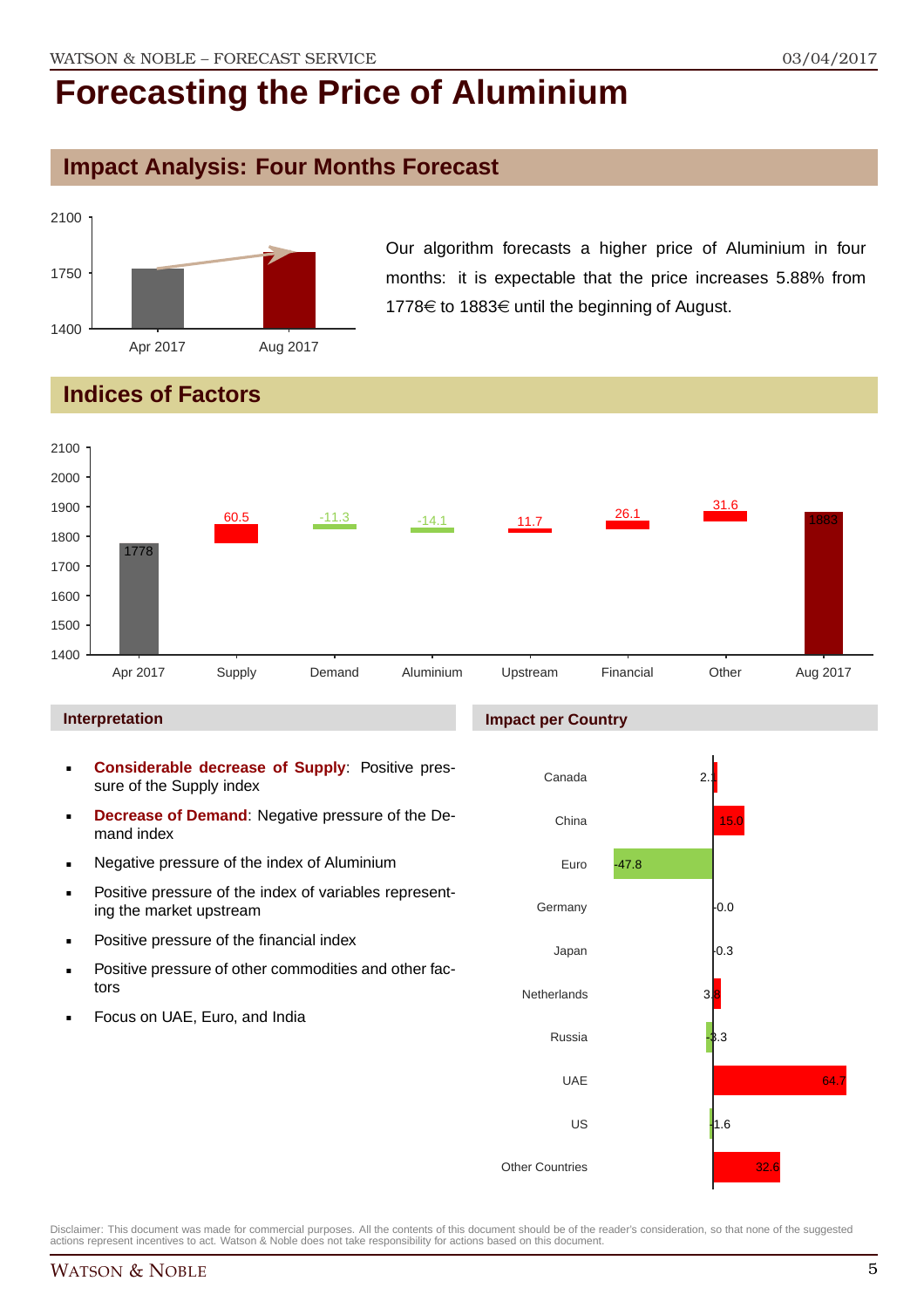# Forecasting the Price of Aluminium

## Impact Analysis: Four Months Forecast

Our algorithm forecasts a higher price of Aluminium in four months: it is expectable that the price increases 5.88% from 1778€ to 1883€ until the beginning of August.

## Indices of Factors

| | Value |
|---|---|
| Apr 2017 | 1778 |
| Supply | 60.5 |
| Demand | -11.3 |
| Aluminium | -14.1 |
| Upstream | 11.7 |
| Financial | 26.1 |
| Other | 31.6 |
| Aug 2017 | 1883 |

### Interpretation

- **Considerable decrease of Supply**: Positive pressure of the Supply index
- **Decrease of Demand**: Negative pressure of the Demand index
- Negative pressure of the index of Aluminium
- Positive pressure of the index of variables representing the market upstream
- Positive pressure of the financial index
- Positive pressure of other commodities and other factors
- Focus on UAE, Euro, and India

### Impact per Country

| Country | Impact |
|---|---|
| Canada | 2.1 |
| China | 15.0 |
| Euro | -47.8 |
| Germany | -0.0 |
| Japan | 0.3 |
| Netherlands | 3.8 |
| Russia | -3.3 |
| UAE | 64.7 |
| US | -1.6 |
| Other Countries | 32.6 |

Disclaimer: This document was made for commercial purposes. All the contents of this document should be of the reader's consideration, so that none of the suggested actions represent incentives to act. Watson & Noble does not take responsibility for actions based on this document.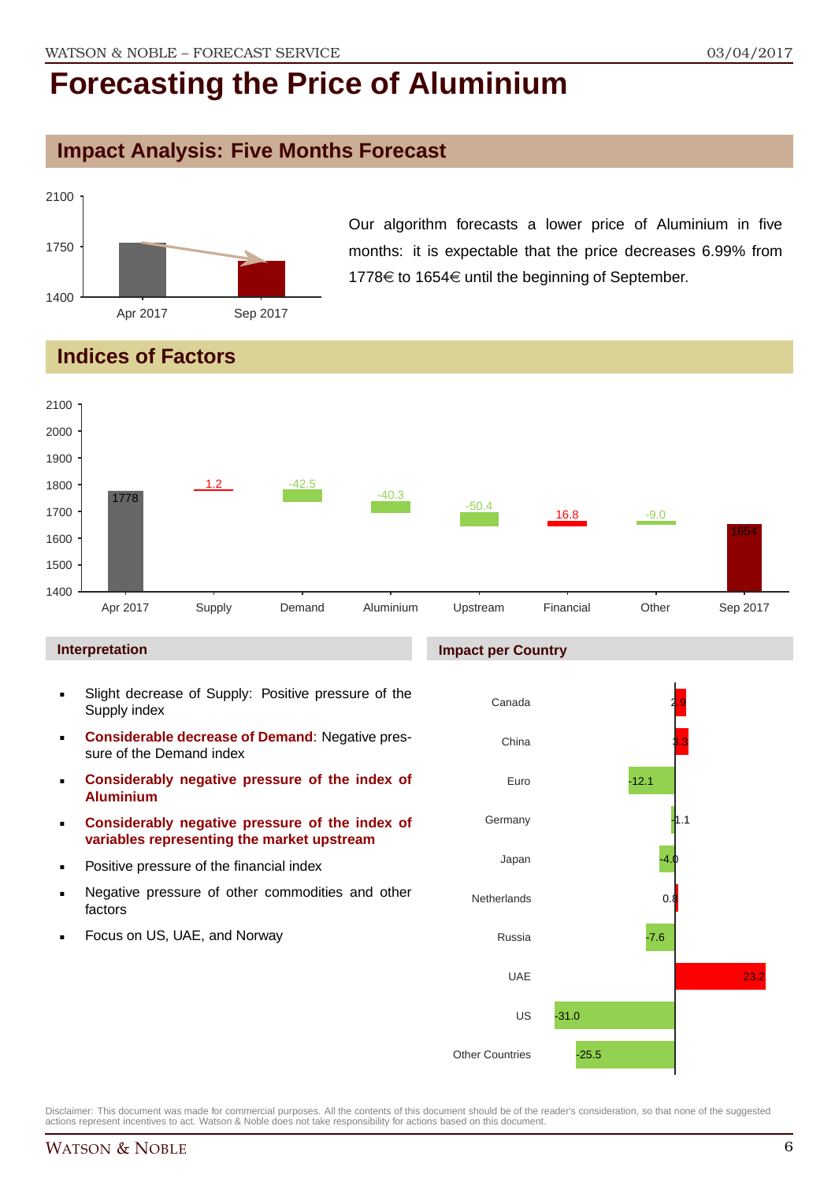# Forecasting the Price of Aluminium

## Impact Analysis: Five Months Forecast

Our algorithm forecasts a lower price of Aluminium in five months: it is expectable that the price decreases 6.99% from 1778€ to 1654€ until the beginning of September.

## Indices of Factors

| | Apr 2017 | Supply | Demand | Aluminium | Upstream | Financial | Other | Sep 2017 |
|---|---|---|---|---|---|---|---|---|
| Value | 1778 | 1.2 | -42.5 | -40.3 | -50.4 | 16.8 | -9.0 | 1654 |

### Interpretation

- Slight decrease of Supply: Positive pressure of the Supply index
- **Considerable decrease of Demand**: Negative pressure of the Demand index
- **Considerably negative pressure of the index of Aluminium**
- **Considerably negative pressure of the index of variables representing the market upstream**
- Positive pressure of the financial index
- Negative pressure of other commodities and other factors
- Focus on US, UAE, and Norway

### Impact per Country

| Country | Impact |
|---|---|
| Canada | 2.9 |
| China | 3.3 |
| Euro | -12.1 |
| Germany | -1.1 |
| Japan | -4.0 |
| Netherlands | 0.8 |
| Russia | -7.6 |
| UAE | 23.2 |
| US | -31.0 |
| Other Countries | -25.5 |

Disclaimer: This document was made for commercial purposes. All the contents of this document should be of the reader's consideration, so that none of the suggested actions represent incentives to act. Watson & Noble does not take responsibility for actions based on this document.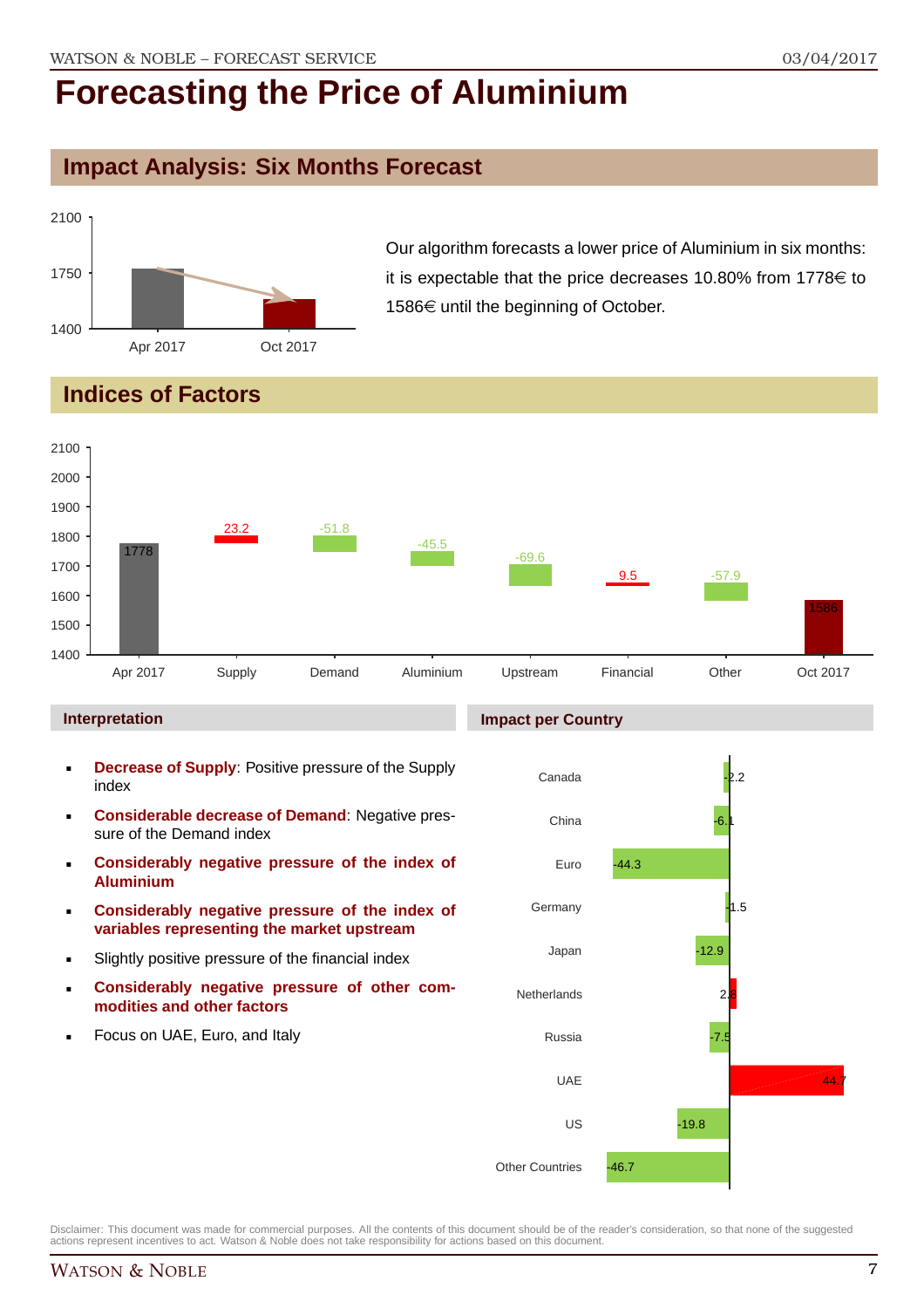# Forecasting the Price of Aluminium

## Impact Analysis: Six Months Forecast

Our algorithm forecasts a lower price of Aluminium in six months: it is expectable that the price decreases 10.80% from 1778€ to 1586€ until the beginning of October.

## Indices of Factors

| | Apr 2017 | Supply | Demand | Aluminium | Upstream | Financial | Other | Oct 2017 |
|---|---|---|---|---|---|---|---|---|
| Value | 1778 | 23.2 | -51.8 | -45.5 | -69.6 | 9.5 | -57.9 | 1586 |

### Interpretation

- **Decrease of Supply**: Positive pressure of the Supply index
- **Considerable decrease of Demand**: Negative pressure of the Demand index
- **Considerably negative pressure of the index of Aluminium**
- **Considerably negative pressure of the index of variables representing the market upstream**
- Slightly positive pressure of the financial index
- **Considerably negative pressure of other commodities and other factors**
- Focus on UAE, Euro, and Italy

### Impact per Country

| Country | Impact |
|---|---|
| Canada | -2.2 |
| China | -6.1 |
| Euro | -44.3 |
| Germany | -1.5 |
| Japan | -12.9 |
| Netherlands | 2.3 |
| Russia | -7.5 |
| UAE | 44.7 |
| US | -19.8 |
| Other Countries | -46.7 |

Disclaimer: This document was made for commercial purposes. All the contents of this document should be of the reader's consideration, so that none of the suggested actions represent incentives to act. Watson & Noble does not take responsibility for actions based on this document.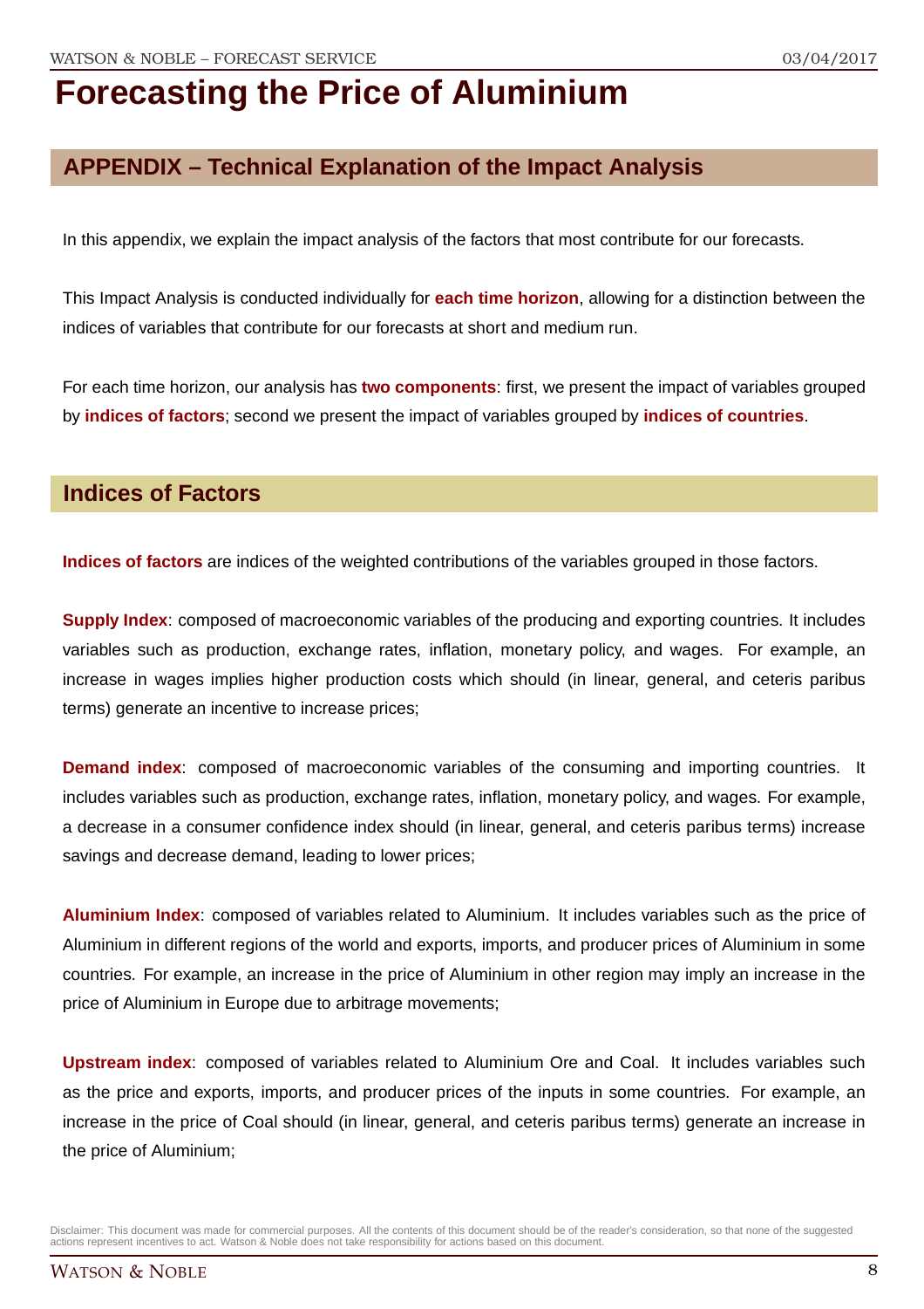# Forecasting the Price of Aluminium

## APPENDIX – Technical Explanation of the Impact Analysis

In this appendix, we explain the impact analysis of the factors that most contribute for our forecasts.

This Impact Analysis is conducted individually for **each time horizon**, allowing for a distinction between the indices of variables that contribute for our forecasts at short and medium run.

For each time horizon, our analysis has **two components**: first, we present the impact of variables grouped by **indices of factors**; second we present the impact of variables grouped by **indices of countries**.

## Indices of Factors

**Indices of factors** are indices of the weighted contributions of the variables grouped in those factors.

**Supply Index**: composed of macroeconomic variables of the producing and exporting countries. It includes variables such as production, exchange rates, inflation, monetary policy, and wages. For example, an increase in wages implies higher production costs which should (in linear, general, and ceteris paribus terms) generate an incentive to increase prices;

**Demand index**: composed of macroeconomic variables of the consuming and importing countries. It includes variables such as production, exchange rates, inflation, monetary policy, and wages. For example, a decrease in a consumer confidence index should (in linear, general, and ceteris paribus terms) increase savings and decrease demand, leading to lower prices;

**Aluminium Index**: composed of variables related to Aluminium. It includes variables such as the price of Aluminium in different regions of the world and exports, imports, and producer prices of Aluminium in some countries. For example, an increase in the price of Aluminium in other region may imply an increase in the price of Aluminium in Europe due to arbitrage movements;

**Upstream index**: composed of variables related to Aluminium Ore and Coal. It includes variables such as the price and exports, imports, and producer prices of the inputs in some countries. For example, an increase in the price of Coal should (in linear, general, and ceteris paribus terms) generate an increase in the price of Aluminium;

Disclaimer: This document was made for commercial purposes. All the contents of this document should be of the reader's consideration, so that none of the suggested actions represent incentives to act. Watson & Noble does not take responsibility for actions based on this document.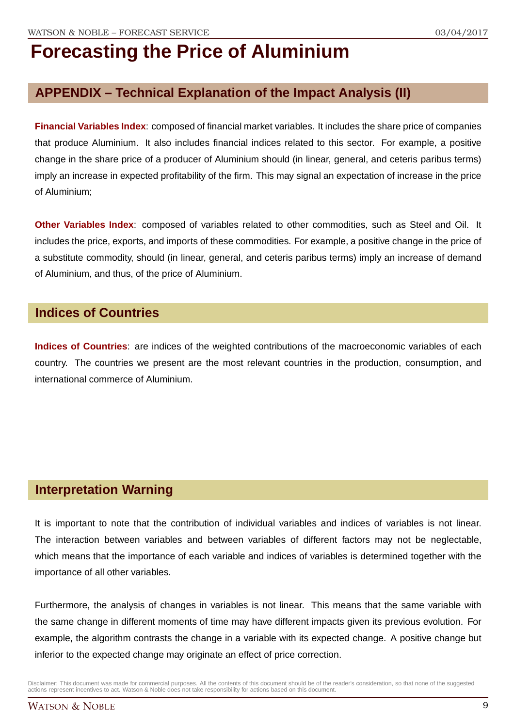# Forecasting the Price of Aluminium

## APPENDIX – Technical Explanation of the Impact Analysis (II)

**Financial Variables Index**: composed of financial market variables. It includes the share price of companies that produce Aluminium. It also includes financial indices related to this sector. For example, a positive change in the share price of a producer of Aluminium should (in linear, general, and ceteris paribus terms) imply an increase in expected profitability of the firm. This may signal an expectation of increase in the price of Aluminium;

**Other Variables Index**: composed of variables related to other commodities, such as Steel and Oil. It includes the price, exports, and imports of these commodities. For example, a positive change in the price of a substitute commodity, should (in linear, general, and ceteris paribus terms) imply an increase of demand of Aluminium, and thus, of the price of Aluminium.

## Indices of Countries

**Indices of Countries**: are indices of the weighted contributions of the macroeconomic variables of each country. The countries we present are the most relevant countries in the production, consumption, and international commerce of Aluminium.

## Interpretation Warning

It is important to note that the contribution of individual variables and indices of variables is not linear. The interaction between variables and between variables of different factors may not be neglectable, which means that the importance of each variable and indices of variables is determined together with the importance of all other variables.

Furthermore, the analysis of changes in variables is not linear. This means that the same variable with the same change in different moments of time may have different impacts given its previous evolution. For example, the algorithm contrasts the change in a variable with its expected change. A positive change but inferior to the expected change may originate an effect of price correction.

Disclaimer: This document was made for commercial purposes. All the contents of this document should be of the reader's consideration, so that none of the suggested actions represent incentives to act. Watson & Noble does not take responsibility for actions based on this document.